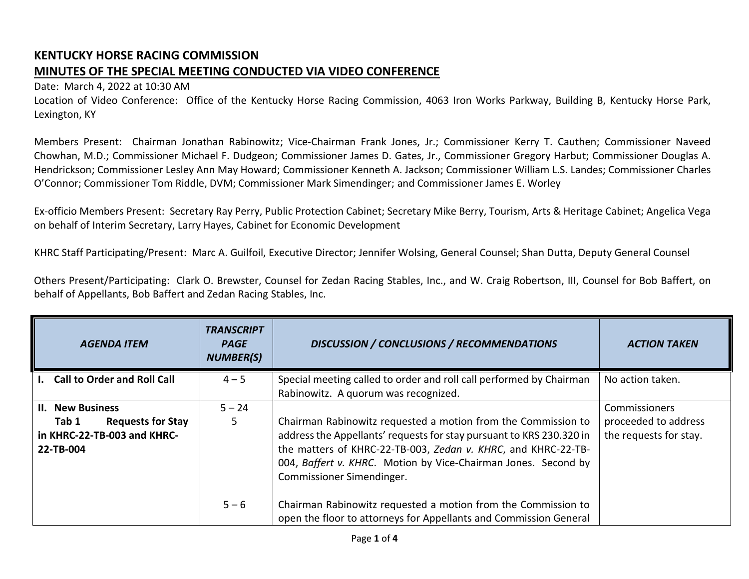## KENTUCKY HORSE RACING COMMISSION

## MINUTES OF THE SPECIAL MEETING CONDUCTED VIA VIDEO CONFERENCE

Date: March 4, 2022 at 10:30 AM

Location of Video Conference: Office of the Kentucky Horse Racing Commission, 4063 Iron Works Parkway, Building B, Kentucky Horse Park, Lexington, KY

Members Present: Chairman Jonathan Rabinowitz; Vice-Chairman Frank Jones, Jr.; Commissioner Kerry T. Cauthen; Commissioner Naveed Chowhan, M.D.; Commissioner Michael F. Dudgeon; Commissioner James D. Gates, Jr., Commissioner Gregory Harbut; Commissioner Douglas A. Hendrickson; Commissioner Lesley Ann May Howard; Commissioner Kenneth A. Jackson; Commissioner William L.S. Landes; Commissioner Charles O'Connor; Commissioner Tom Riddle, DVM; Commissioner Mark Simendinger; and Commissioner James E. Worley

Ex-officio Members Present: Secretary Ray Perry, Public Protection Cabinet; Secretary Mike Berry, Tourism, Arts & Heritage Cabinet; Angelica Vega on behalf of Interim Secretary, Larry Hayes, Cabinet for Economic Development

KHRC Staff Participating/Present: Marc A. Guilfoil, Executive Director; Jennifer Wolsing, General Counsel; Shan Dutta, Deputy General Counsel

Others Present/Participating: Clark O. Brewster, Counsel for Zedan Racing Stables, Inc., and W. Craig Robertson, III, Counsel for Bob Baffert, on behalf of Appellants, Bob Baffert and Zedan Racing Stables, Inc.

| *AGENDA ITEM* | *TRANSCRIPT PAGE NUMBER(S)* | *DISCUSSION / CONCLUSIONS / RECOMMENDATIONS* | *ACTION TAKEN* |
|---|---|---|---|
| **I. Call to Order and Roll Call** | 4 – 5 | Special meeting called to order and roll call performed by Chairman Rabinowitz. A quorum was recognized. | No action taken. |
| **II. New Business** **Tab 1 Requests for Stay in KHRC-22-TB-003 and KHRC-22-TB-004** | 5 – 24 5 | Chairman Rabinowitz requested a motion from the Commission to address the Appellants' requests for stay pursuant to KRS 230.320 in the matters of KHRC-22-TB-003, *Zedan v. KHRC*, and KHRC-22-TB-004, *Baffert v. KHRC*. Motion by Vice-Chairman Jones. Second by Commissioner Simendinger. | Commissioners proceeded to address the requests for stay. |
| | 5 – 6 | Chairman Rabinowitz requested a motion from the Commission to open the floor to attorneys for Appellants and Commission General | |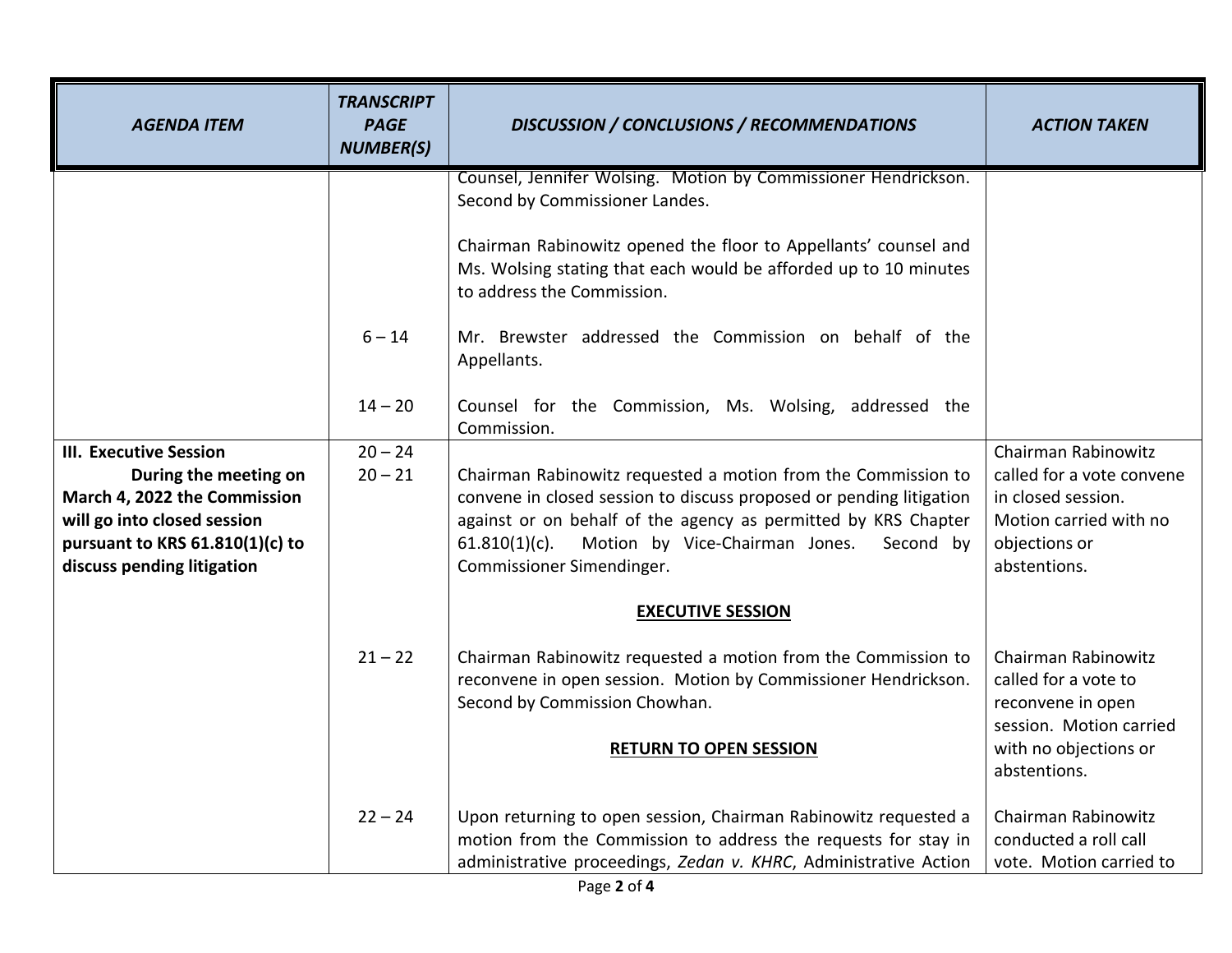| AGENDA ITEM | TRANSCRIPT PAGE NUMBER(S) | DISCUSSION / CONCLUSIONS / RECOMMENDATIONS | ACTION TAKEN |
|---|---|---|---|
| | | Counsel, Jennifer Wolsing. Motion by Commissioner Hendrickson. Second by Commissioner Landes.<br><br>Chairman Rabinowitz opened the floor to Appellants' counsel and Ms. Wolsing stating that each would be afforded up to 10 minutes to address the Commission. | |
| | 6 – 14 | Mr. Brewster addressed the Commission on behalf of the Appellants. | |
| | 14 – 20 | Counsel for the Commission, Ms. Wolsing, addressed the Commission. | |
| **III. Executive Session**<br>**During the meeting on March 4, 2022 the Commission will go into closed session pursuant to KRS 61.810(1)(c) to discuss pending litigation** | 20 – 24<br>20 – 21 | Chairman Rabinowitz requested a motion from the Commission to convene in closed session to discuss proposed or pending litigation against or on behalf of the agency as permitted by KRS Chapter 61.810(1)(c). Motion by Vice-Chairman Jones. Second by Commissioner Simendinger.<br><br>**<u>EXECUTIVE SESSION</u>** | Chairman Rabinowitz called for a vote convene in closed session. Motion carried with no objections or abstentions. |
| | 21 – 22 | Chairman Rabinowitz requested a motion from the Commission to reconvene in open session. Motion by Commissioner Hendrickson. Second by Commission Chowhan.<br><br>**<u>RETURN TO OPEN SESSION</u>** | Chairman Rabinowitz called for a vote to reconvene in open session. Motion carried with no objections or abstentions. |
| | 22 – 24 | Upon returning to open session, Chairman Rabinowitz requested a motion from the Commission to address the requests for stay in administrative proceedings, *Zedan v. KHRC*, Administrative Action | Chairman Rabinowitz conducted a roll call vote. Motion carried to |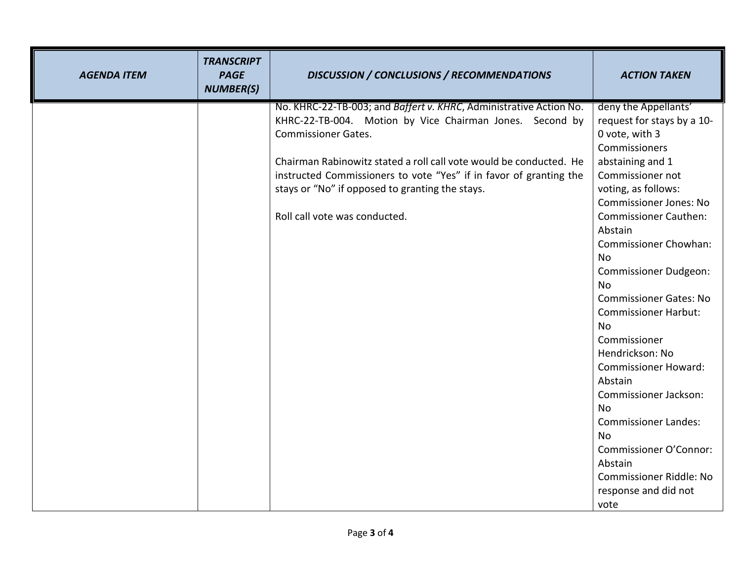| AGENDA ITEM | TRANSCRIPT PAGE NUMBER(S) | DISCUSSION / CONCLUSIONS / RECOMMENDATIONS | ACTION TAKEN |
|---|---|---|---|
| | | No. KHRC-22-TB-003; and *Baffert v. KHRC*, Administrative Action No. KHRC-22-TB-004. Motion by Vice Chairman Jones. Second by Commissioner Gates.<br><br>Chairman Rabinowitz stated a roll call vote would be conducted. He instructed Commissioners to vote "Yes" if in favor of granting the stays or "No" if opposed to granting the stays.<br><br>Roll call vote was conducted. | deny the Appellants' request for stays by a 10-0 vote, with 3 Commissioners abstaining and 1 Commissioner not voting, as follows:<br>Commissioner Jones: No<br>Commissioner Cauthen: Abstain<br>Commissioner Chowhan: No<br>Commissioner Dudgeon: No<br>Commissioner Gates: No<br>Commissioner Harbut: No<br>Commissioner Hendrickson: No<br>Commissioner Howard: Abstain<br>Commissioner Jackson: No<br>Commissioner Landes: No<br>Commissioner O'Connor: Abstain<br>Commissioner Riddle: No response and did not vote |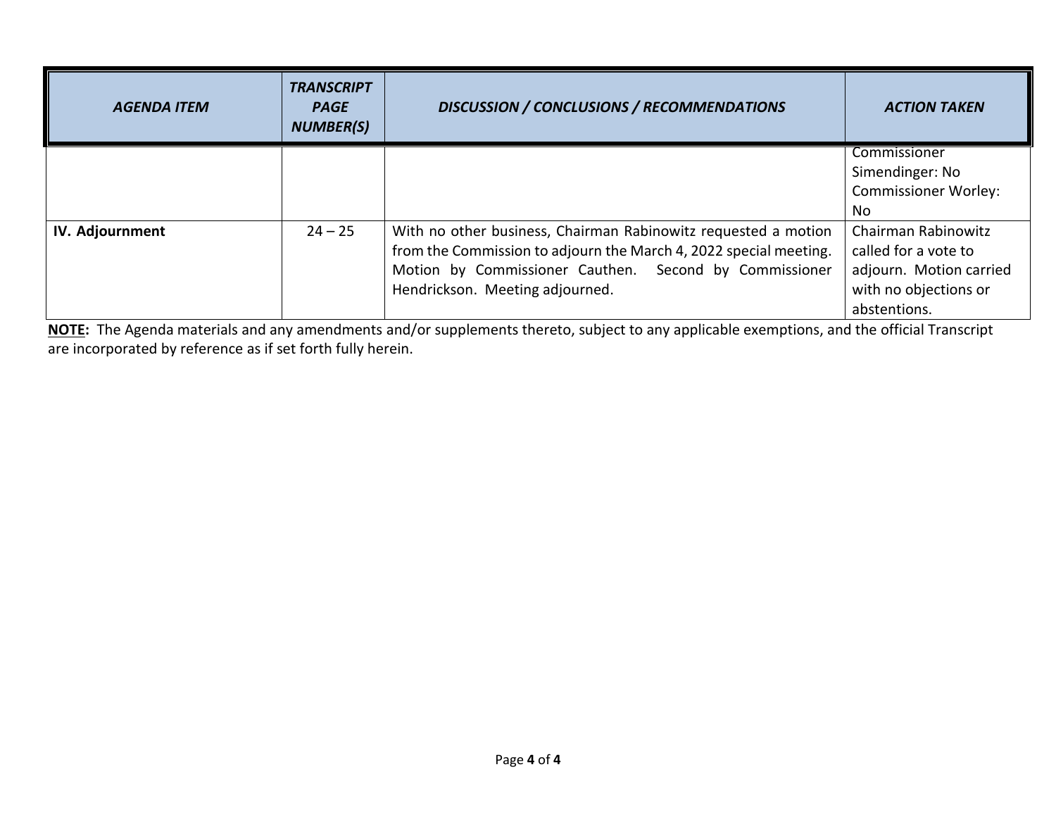| *AGENDA ITEM* | *TRANSCRIPT PAGE NUMBER(S)* | *DISCUSSION / CONCLUSIONS / RECOMMENDATIONS* | *ACTION TAKEN* |
|---|---|---|---|
| | | | Commissioner Simendinger: No Commissioner Worley: No |
| **IV. Adjournment** | 24 – 25 | With no other business, Chairman Rabinowitz requested a motion from the Commission to adjourn the March 4, 2022 special meeting. Motion by Commissioner Cauthen. Second by Commissioner Hendrickson. Meeting adjourned. | Chairman Rabinowitz called for a vote to adjourn. Motion carried with no objections or abstentions. |

**NOTE:** The Agenda materials and any amendments and/or supplements thereto, subject to any applicable exemptions, and the official Transcript are incorporated by reference as if set forth fully herein.